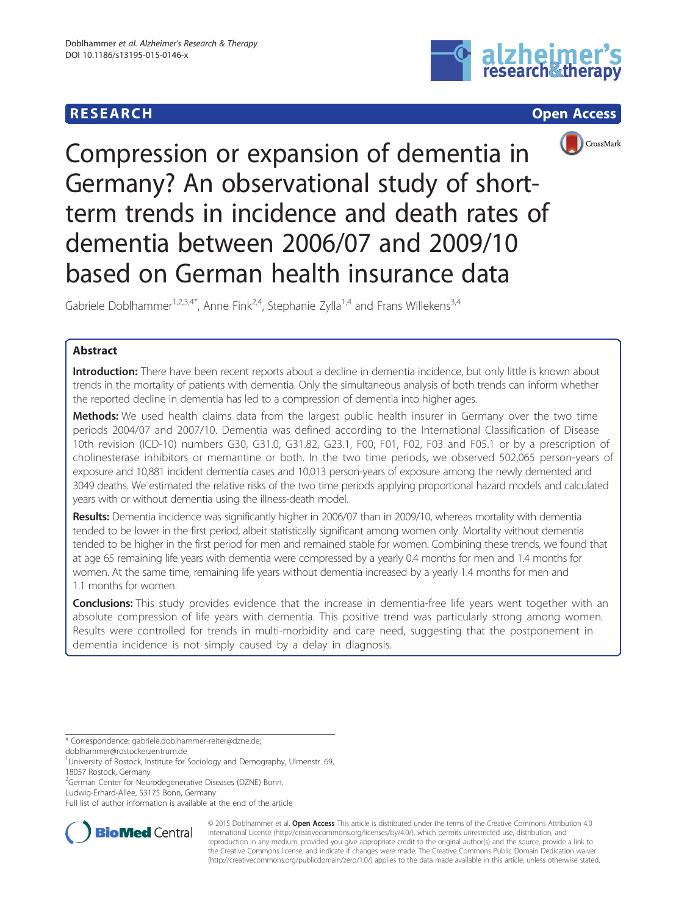RESEARCH Open Access

# Compression or expansion of dementia in Germany? An observational study of short-term trends in incidence and death rates of dementia between 2006/07 and 2009/10 based on German health insurance data

Gabriele Doblhammer[1,2,3,4*], Anne Fink[2,4], Stephanie Zylla[1,4] and Frans Willekens[3,4]

## Abstract

**Introduction:** There have been recent reports about a decline in dementia incidence, but only little is known about trends in the mortality of patients with dementia. Only the simultaneous analysis of both trends can inform whether the reported decline in dementia has led to a compression of dementia into higher ages.

**Methods:** We used health claims data from the largest public health insurer in Germany over the two time periods 2004/07 and 2007/10. Dementia was defined according to the International Classification of Disease 10th revision (ICD-10) numbers G30, G31.0, G31.82, G23.1, F00, F01, F02, F03 and F05.1 or by a prescription of cholinesterase inhibitors or memantine or both. In the two time periods, we observed 502,065 person-years of exposure and 10,881 incident dementia cases and 10,013 person-years of exposure among the newly demented and 3049 deaths. We estimated the relative risks of the two time periods applying proportional hazard models and calculated years with or without dementia using the illness-death model.

**Results:** Dementia incidence was significantly higher in 2006/07 than in 2009/10, whereas mortality with dementia tended to be lower in the first period, albeit statistically significant among women only. Mortality without dementia tended to be higher in the first period for men and remained stable for women. Combining these trends, we found that at age 65 remaining life years with dementia were compressed by a yearly 0.4 months for men and 1.4 months for women. At the same time, remaining life years without dementia increased by a yearly 1.4 months for men and 1.1 months for women.

**Conclusions:** This study provides evidence that the increase in dementia-free life years went together with an absolute compression of life years with dementia. This positive trend was particularly strong among women. Results were controlled for trends in multi-morbidity and care need, suggesting that the postponement in dementia incidence is not simply caused by a delay in diagnosis.

\* Correspondence: gabriele.doblhammer-reiter@dzne.de; doblhammer@rostockerzentrum.de

[1]University of Rostock, Institute for Sociology and Demography, Ulmenstr. 69, 18057 Rostock, Germany

[2]German Center for Neurodegenerative Diseases (DZNE) Bonn, Ludwig-Erhard-Allee, 53175 Bonn, Germany

Full list of author information is available at the end of the article

© 2015 Doblhammer et al. **Open Access** This article is distributed under the terms of the Creative Commons Attribution 4.0 International License (http://creativecommons.org/licenses/by/4.0/), which permits unrestricted use, distribution, and reproduction in any medium, provided you give appropriate credit to the original author(s) and the source, provide a link to the Creative Commons license, and indicate if changes were made. The Creative Commons Public Domain Dedication waiver (http://creativecommons.org/publicdomain/zero/1.0/) applies to the data made available in this article, unless otherwise stated.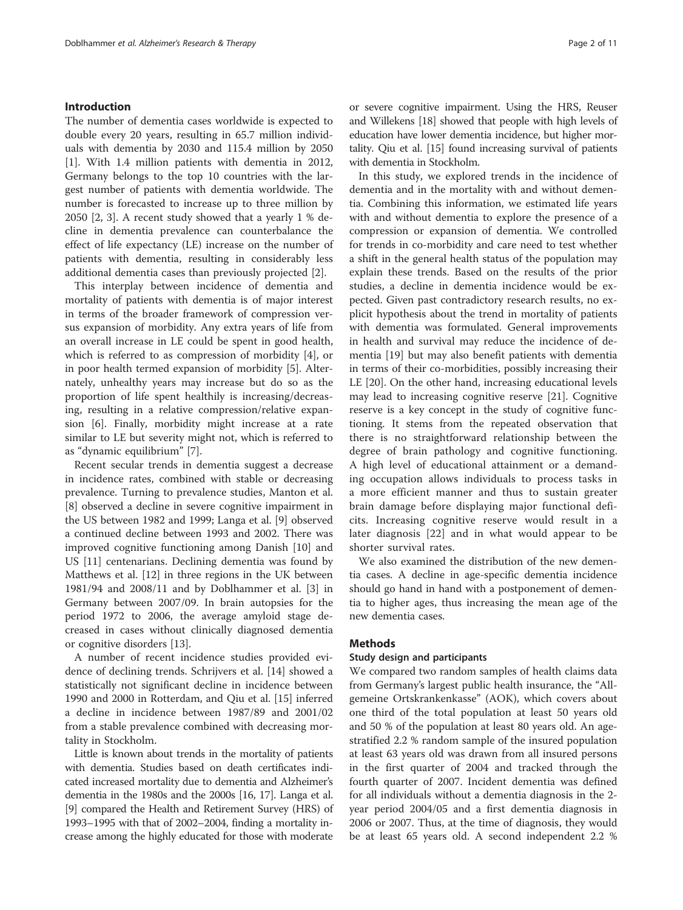## Introduction

The number of dementia cases worldwide is expected to double every 20 years, resulting in 65.7 million individuals with dementia by 2030 and 115.4 million by 2050 [1]. With 1.4 million patients with dementia in 2012, Germany belongs to the top 10 countries with the largest number of patients with dementia worldwide. The number is forecasted to increase up to three million by 2050 [2, 3]. A recent study showed that a yearly 1 % decline in dementia prevalence can counterbalance the effect of life expectancy (LE) increase on the number of patients with dementia, resulting in considerably less additional dementia cases than previously projected [2].

This interplay between incidence of dementia and mortality of patients with dementia is of major interest in terms of the broader framework of compression versus expansion of morbidity. Any extra years of life from an overall increase in LE could be spent in good health, which is referred to as compression of morbidity [4], or in poor health termed expansion of morbidity [5]. Alternately, unhealthy years may increase but do so as the proportion of life spent healthily is increasing/decreasing, resulting in a relative compression/relative expansion [6]. Finally, morbidity might increase at a rate similar to LE but severity might not, which is referred to as "dynamic equilibrium" [7].

Recent secular trends in dementia suggest a decrease in incidence rates, combined with stable or decreasing prevalence. Turning to prevalence studies, Manton et al. [8] observed a decline in severe cognitive impairment in the US between 1982 and 1999; Langa et al. [9] observed a continued decline between 1993 and 2002. There was improved cognitive functioning among Danish [10] and US [11] centenarians. Declining dementia was found by Matthews et al. [12] in three regions in the UK between 1981/94 and 2008/11 and by Doblhammer et al. [3] in Germany between 2007/09. In brain autopsies for the period 1972 to 2006, the average amyloid stage decreased in cases without clinically diagnosed dementia or cognitive disorders [13].

A number of recent incidence studies provided evidence of declining trends. Schrijvers et al. [14] showed a statistically not significant decline in incidence between 1990 and 2000 in Rotterdam, and Qiu et al. [15] inferred a decline in incidence between 1987/89 and 2001/02 from a stable prevalence combined with decreasing mortality in Stockholm.

Little is known about trends in the mortality of patients with dementia. Studies based on death certificates indicated increased mortality due to dementia and Alzheimer's dementia in the 1980s and the 2000s [16, 17]. Langa et al. [9] compared the Health and Retirement Survey (HRS) of 1993–1995 with that of 2002–2004, finding a mortality increase among the highly educated for those with moderate or severe cognitive impairment. Using the HRS, Reuser and Willekens [18] showed that people with high levels of education have lower dementia incidence, but higher mortality. Qiu et al. [15] found increasing survival of patients with dementia in Stockholm.

In this study, we explored trends in the incidence of dementia and in the mortality with and without dementia. Combining this information, we estimated life years with and without dementia to explore the presence of a compression or expansion of dementia. We controlled for trends in co-morbidity and care need to test whether a shift in the general health status of the population may explain these trends. Based on the results of the prior studies, a decline in dementia incidence would be expected. Given past contradictory research results, no explicit hypothesis about the trend in mortality of patients with dementia was formulated. General improvements in health and survival may reduce the incidence of dementia [19] but may also benefit patients with dementia in terms of their co-morbidities, possibly increasing their LE [20]. On the other hand, increasing educational levels may lead to increasing cognitive reserve [21]. Cognitive reserve is a key concept in the study of cognitive functioning. It stems from the repeated observation that there is no straightforward relationship between the degree of brain pathology and cognitive functioning. A high level of educational attainment or a demanding occupation allows individuals to process tasks in a more efficient manner and thus to sustain greater brain damage before displaying major functional deficits. Increasing cognitive reserve would result in a later diagnosis [22] and in what would appear to be shorter survival rates.

We also examined the distribution of the new dementia cases. A decline in age-specific dementia incidence should go hand in hand with a postponement of dementia to higher ages, thus increasing the mean age of the new dementia cases.

## Methods

### Study design and participants

We compared two random samples of health claims data from Germany's largest public health insurance, the "Allgemeine Ortskrankenkasse" (AOK), which covers about one third of the total population at least 50 years old and 50 % of the population at least 80 years old. An age-stratified 2.2 % random sample of the insured population at least 63 years old was drawn from all insured persons in the first quarter of 2004 and tracked through the fourth quarter of 2007. Incident dementia was defined for all individuals without a dementia diagnosis in the 2-year period 2004/05 and a first dementia diagnosis in 2006 or 2007. Thus, at the time of diagnosis, they would be at least 65 years old. A second independent 2.2 %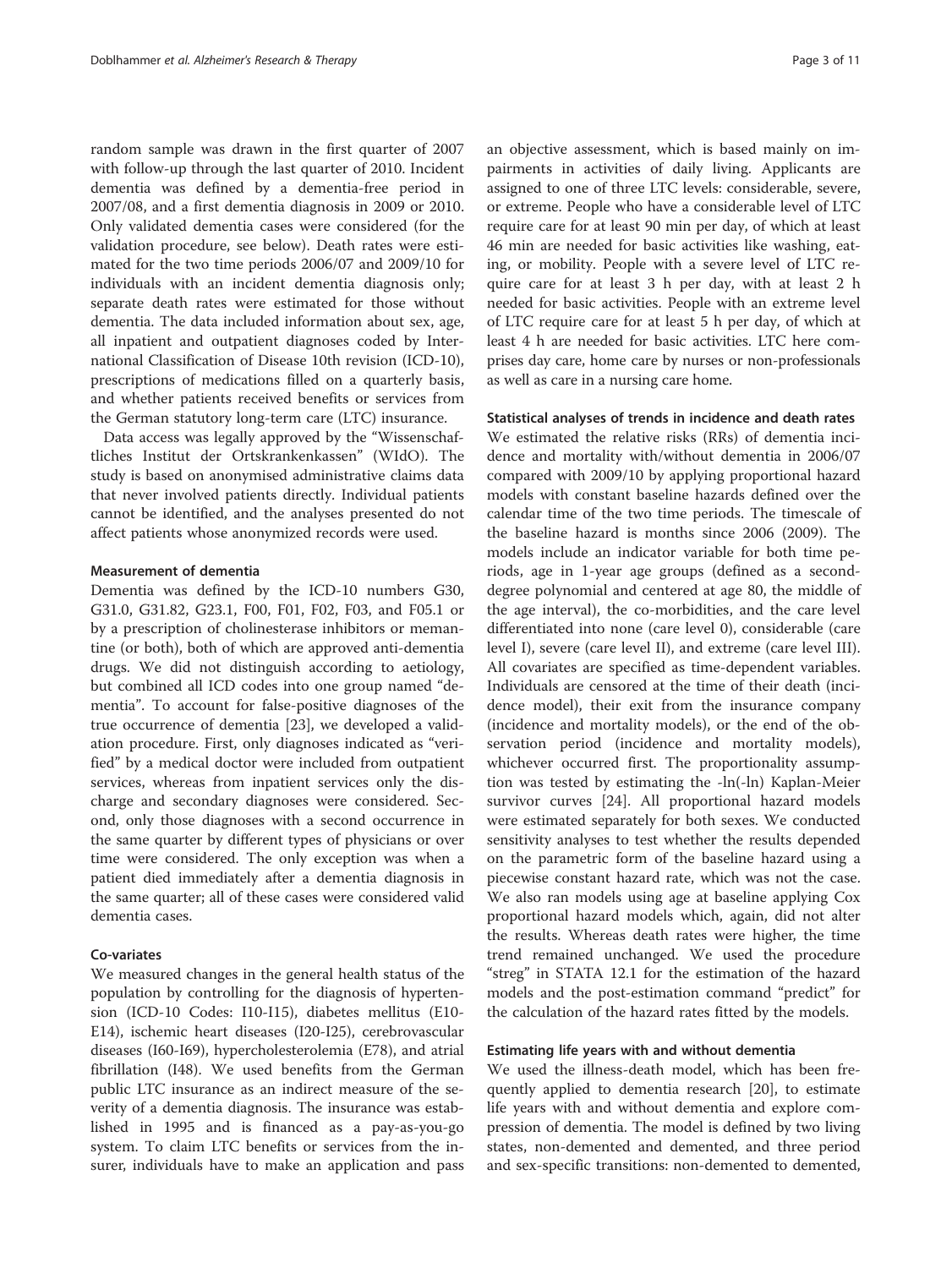random sample was drawn in the first quarter of 2007 with follow-up through the last quarter of 2010. Incident dementia was defined by a dementia-free period in 2007/08, and a first dementia diagnosis in 2009 or 2010. Only validated dementia cases were considered (for the validation procedure, see below). Death rates were estimated for the two time periods 2006/07 and 2009/10 for individuals with an incident dementia diagnosis only; separate death rates were estimated for those without dementia. The data included information about sex, age, all inpatient and outpatient diagnoses coded by International Classification of Disease 10th revision (ICD-10), prescriptions of medications filled on a quarterly basis, and whether patients received benefits or services from the German statutory long-term care (LTC) insurance.

Data access was legally approved by the "Wissenschaftliches Institut der Ortskrankenkassen" (WIdO). The study is based on anonymised administrative claims data that never involved patients directly. Individual patients cannot be identified, and the analyses presented do not affect patients whose anonymized records were used.

### Measurement of dementia

Dementia was defined by the ICD-10 numbers G30, G31.0, G31.82, G23.1, F00, F01, F02, F03, and F05.1 or by a prescription of cholinesterase inhibitors or memantine (or both), both of which are approved anti-dementia drugs. We did not distinguish according to aetiology, but combined all ICD codes into one group named "dementia". To account for false-positive diagnoses of the true occurrence of dementia [23], we developed a validation procedure. First, only diagnoses indicated as "verified" by a medical doctor were included from outpatient services, whereas from inpatient services only the discharge and secondary diagnoses were considered. Second, only those diagnoses with a second occurrence in the same quarter by different types of physicians or over time were considered. The only exception was when a patient died immediately after a dementia diagnosis in the same quarter; all of these cases were considered valid dementia cases.

### Co-variates

We measured changes in the general health status of the population by controlling for the diagnosis of hypertension (ICD-10 Codes: I10-I15), diabetes mellitus (E10-E14), ischemic heart diseases (I20-I25), cerebrovascular diseases (I60-I69), hypercholesterolemia (E78), and atrial fibrillation (I48). We used benefits from the German public LTC insurance as an indirect measure of the severity of a dementia diagnosis. The insurance was established in 1995 and is financed as a pay-as-you-go system. To claim LTC benefits or services from the insurer, individuals have to make an application and pass an objective assessment, which is based mainly on impairments in activities of daily living. Applicants are assigned to one of three LTC levels: considerable, severe, or extreme. People who have a considerable level of LTC require care for at least 90 min per day, of which at least 46 min are needed for basic activities like washing, eating, or mobility. People with a severe level of LTC require care for at least 3 h per day, with at least 2 h needed for basic activities. People with an extreme level of LTC require care for at least 5 h per day, of which at least 4 h are needed for basic activities. LTC here comprises day care, home care by nurses or non-professionals as well as care in a nursing care home.

### Statistical analyses of trends in incidence and death rates

We estimated the relative risks (RRs) of dementia incidence and mortality with/without dementia in 2006/07 compared with 2009/10 by applying proportional hazard models with constant baseline hazards defined over the calendar time of the two time periods. The timescale of the baseline hazard is months since 2006 (2009). The models include an indicator variable for both time periods, age in 1-year age groups (defined as a second-degree polynomial and centered at age 80, the middle of the age interval), the co-morbidities, and the care level differentiated into none (care level 0), considerable (care level I), severe (care level II), and extreme (care level III). All covariates are specified as time-dependent variables. Individuals are censored at the time of their death (incidence model), their exit from the insurance company (incidence and mortality models), or the end of the observation period (incidence and mortality models), whichever occurred first. The proportionality assumption was tested by estimating the -ln(-ln) Kaplan-Meier survivor curves [24]. All proportional hazard models were estimated separately for both sexes. We conducted sensitivity analyses to test whether the results depended on the parametric form of the baseline hazard using a piecewise constant hazard rate, which was not the case. We also ran models using age at baseline applying Cox proportional hazard models which, again, did not alter the results. Whereas death rates were higher, the time trend remained unchanged. We used the procedure "streg" in STATA 12.1 for the estimation of the hazard models and the post-estimation command "predict" for the calculation of the hazard rates fitted by the models.

### Estimating life years with and without dementia

We used the illness-death model, which has been frequently applied to dementia research [20], to estimate life years with and without dementia and explore compression of dementia. The model is defined by two living states, non-demented and demented, and three period and sex-specific transitions: non-demented to demented,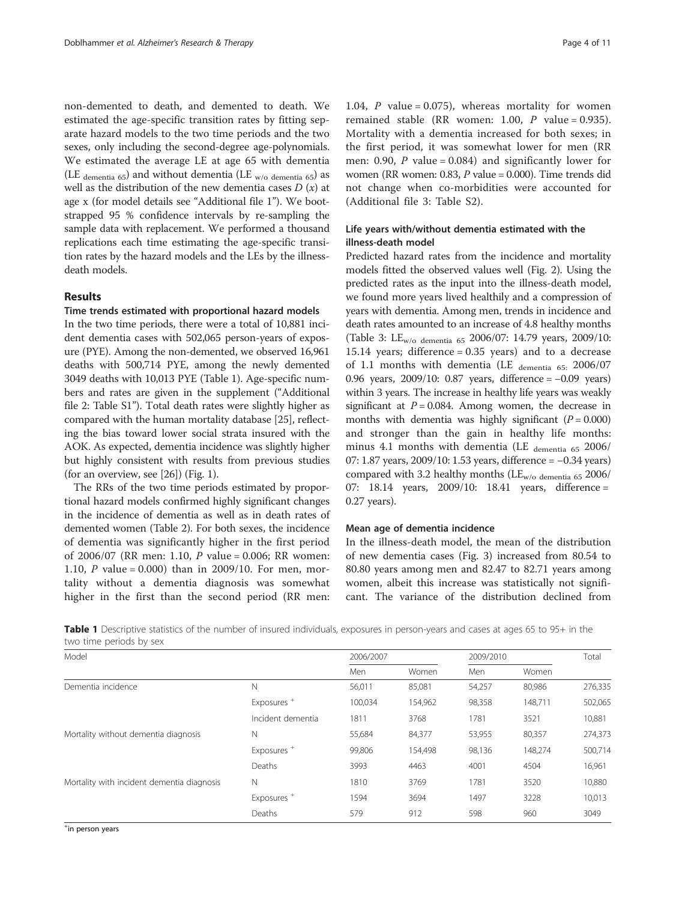non-demented to death, and demented to death. We estimated the age-specific transition rates by fitting separate hazard models to the two time periods and the two sexes, only including the second-degree age-polynomials. We estimated the average LE at age 65 with dementia ($LE_{dementia\ 65}$) and without dementia ($LE_{w/o\ dementia\ 65}$) as well as the distribution of the new dementia cases $D(x)$ at age x (for model details see "Additional file 1"). We bootstrapped 95 % confidence intervals by re-sampling the sample data with replacement. We performed a thousand replications each time estimating the age-specific transition rates by the hazard models and the LEs by the illness-death models.

## Results

### Time trends estimated with proportional hazard models

In the two time periods, there were a total of 10,881 incident dementia cases with 502,065 person-years of exposure (PYE). Among the non-demented, we observed 16,961 deaths with 500,714 PYE, among the newly demented 3049 deaths with 10,013 PYE (Table 1). Age-specific numbers and rates are given in the supplement ("Additional file 2: Table S1"). Total death rates were slightly higher as compared with the human mortality database [25], reflecting the bias toward lower social strata insured with the AOK. As expected, dementia incidence was slightly higher but highly consistent with results from previous studies (for an overview, see [26]) (Fig. 1).

The RRs of the two time periods estimated by proportional hazard models confirmed highly significant changes in the incidence of dementia as well as in death rates of demented women (Table 2). For both sexes, the incidence of dementia was significantly higher in the first period of 2006/07 (RR men: 1.10, $P$ value = 0.006; RR women: 1.10, $P$ value = 0.000) than in 2009/10. For men, mortality without a dementia diagnosis was somewhat higher in the first than the second period (RR men: 1.04, $P$ value = 0.075), whereas mortality for women remained stable (RR women: 1.00, $P$ value = 0.935). Mortality with a dementia increased for both sexes; in the first period, it was somewhat lower for men (RR men: 0.90, $P$ value = 0.084) and significantly lower for women (RR women: 0.83, $P$ value = 0.000). Time trends did not change when co-morbidities were accounted for (Additional file 3: Table S2).

### Life years with/without dementia estimated with the illness-death model

Predicted hazard rates from the incidence and mortality models fitted the observed values well (Fig. 2). Using the predicted rates as the input into the illness-death model, we found more years lived healthily and a compression of years with dementia. Among men, trends in incidence and death rates amounted to an increase of 4.8 healthy months (Table 3: $LE_{w/o\ dementia\ 65}$ 2006/07: 14.79 years, 2009/10: 15.14 years; difference = 0.35 years) and to a decrease of 1.1 months with dementia ($LE_{dementia\ 65}$: 2006/07 0.96 years, 2009/10: 0.87 years, difference = −0.09 years) within 3 years. The increase in healthy life years was weakly significant at $P = 0.084$. Among women, the decrease in months with dementia was highly significant ($P = 0.000$) and stronger than the gain in healthy life months: minus 4.1 months with dementia ($LE_{dementia\ 65}$ 2006/07: 1.87 years, 2009/10: 1.53 years, difference = −0.34 years) compared with 3.2 healthy months ($LE_{w/o\ dementia\ 65}$ 2006/07: 18.14 years, 2009/10: 18.41 years, difference = 0.27 years).

### Mean age of dementia incidence

In the illness-death model, the mean of the distribution of new dementia cases (Fig. 3) increased from 80.54 to 80.80 years among men and 82.47 to 82.71 years among women, albeit this increase was statistically not significant. The variance of the distribution declined from

**Table 1** Descriptive statistics of the number of insured individuals, exposures in person-years and cases at ages 65 to 95+ in the two time periods by sex

| Model | | 2006/2007 | | 2009/2010 | | Total |
|---|---|---|---|---|---|---|
| | | Men | Women | Men | Women | |
| Dementia incidence | N | 56,011 | 85,081 | 54,257 | 80,986 | 276,335 |
| | Exposures [+] | 100,034 | 154,962 | 98,358 | 148,711 | 502,065 |
| | Incident dementia | 1811 | 3768 | 1781 | 3521 | 10,881 |
| Mortality without dementia diagnosis | N | 55,684 | 84,377 | 53,955 | 80,357 | 274,373 |
| | Exposures [+] | 99,806 | 154,498 | 98,136 | 148,274 | 500,714 |
| | Deaths | 3993 | 4463 | 4001 | 4504 | 16,961 |
| Mortality with incident dementia diagnosis | N | 1810 | 3769 | 1781 | 3520 | 10,880 |
| | Exposures [+] | 1594 | 3694 | 1497 | 3228 | 10,013 |
| | Deaths | 579 | 912 | 598 | 960 | 3049 |

[+]in person years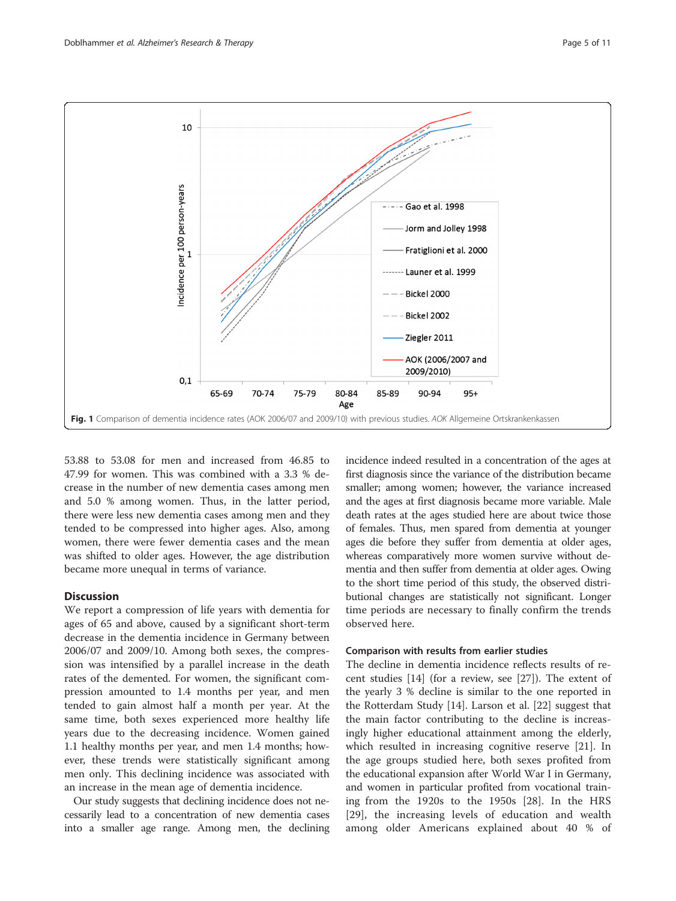Fig. 1 Comparison of dementia incidence rates (AOK 2006/07 and 2009/10) with previous studies. *AOK* Allgemeine Ortskrankenkassen

53.88 to 53.08 for men and increased from 46.85 to 47.99 for women. This was combined with a 3.3 % decrease in the number of new dementia cases among men and 5.0 % among women. Thus, in the latter period, there were less new dementia cases among men and they tended to be compressed into higher ages. Also, among women, there were fewer dementia cases and the mean was shifted to older ages. However, the age distribution became more unequal in terms of variance.

## Discussion

We report a compression of life years with dementia for ages of 65 and above, caused by a significant short-term decrease in the dementia incidence in Germany between 2006/07 and 2009/10. Among both sexes, the compression was intensified by a parallel increase in the death rates of the demented. For women, the significant compression amounted to 1.4 months per year, and men tended to gain almost half a month per year. At the same time, both sexes experienced more healthy life years due to the decreasing incidence. Women gained 1.1 healthy months per year, and men 1.4 months; however, these trends were statistically significant among men only. This declining incidence was associated with an increase in the mean age of dementia incidence.

Our study suggests that declining incidence does not necessarily lead to a concentration of new dementia cases into a smaller age range. Among men, the declining incidence indeed resulted in a concentration of the ages at first diagnosis since the variance of the distribution became smaller; among women; however, the variance increased and the ages at first diagnosis became more variable. Male death rates at the ages studied here are about twice those of females. Thus, men spared from dementia at younger ages die before they suffer from dementia at older ages, whereas comparatively more women survive without dementia and then suffer from dementia at older ages. Owing to the short time period of this study, the observed distributional changes are statistically not significant. Longer time periods are necessary to finally confirm the trends observed here.

### Comparison with results from earlier studies

The decline in dementia incidence reflects results of recent studies [14] (for a review, see [27]). The extent of the yearly 3 % decline is similar to the one reported in the Rotterdam Study [14]. Larson et al. [22] suggest that the main factor contributing to the decline is increasingly higher educational attainment among the elderly, which resulted in increasing cognitive reserve [21]. In the age groups studied here, both sexes profited from the educational expansion after World War I in Germany, and women in particular profited from vocational training from the 1920s to the 1950s [28]. In the HRS [29], the increasing levels of education and wealth among older Americans explained about 40 % of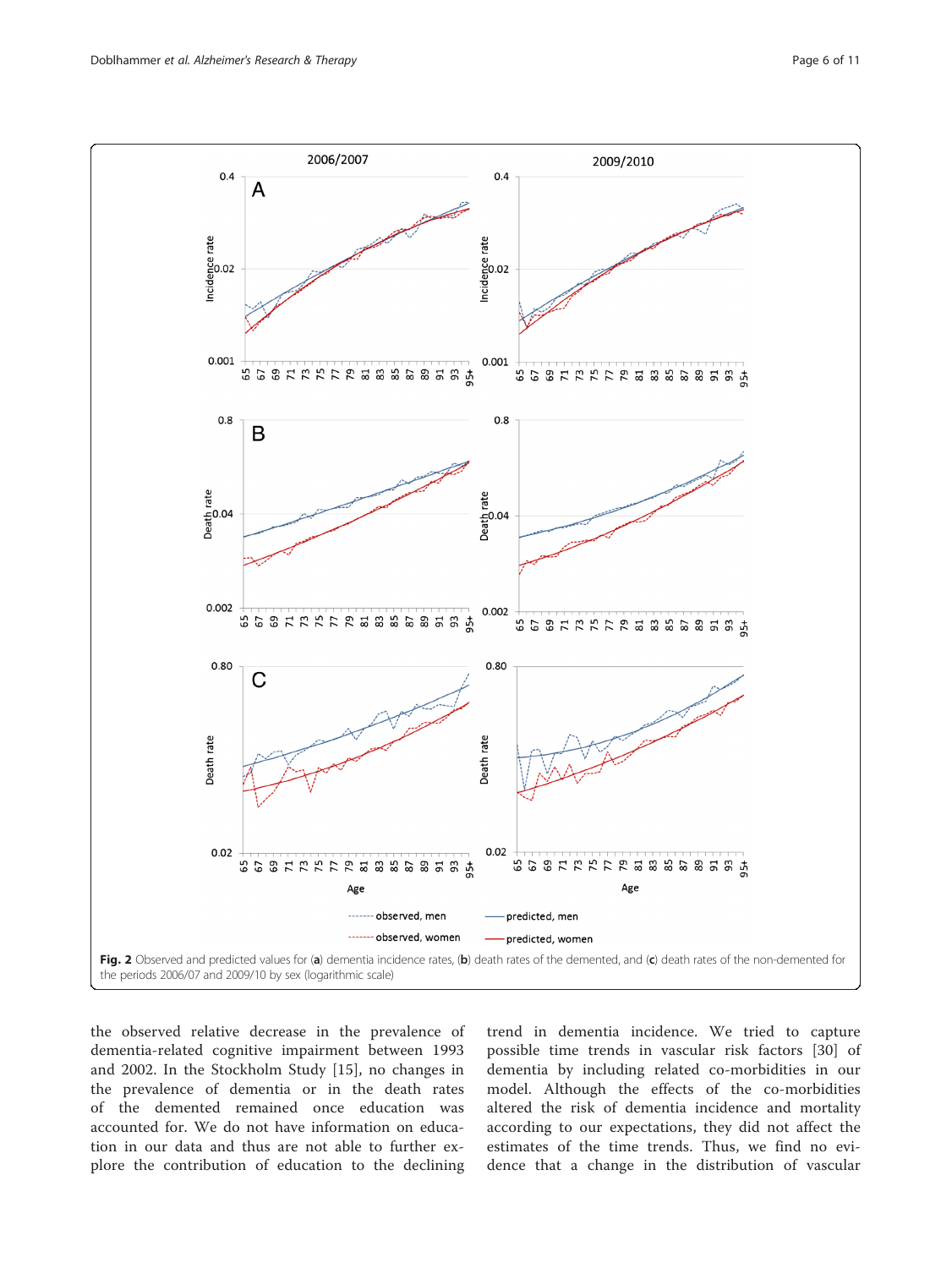Fig. 2 Observed and predicted values for (a) dementia incidence rates, (b) death rates of the demented, and (c) death rates of the non-demented for the periods 2006/07 and 2009/10 by sex (logarithmic scale)

the observed relative decrease in the prevalence of dementia-related cognitive impairment between 1993 and 2002. In the Stockholm Study [15], no changes in the prevalence of dementia or in the death rates of the demented remained once education was accounted for. We do not have information on education in our data and thus are not able to further explore the contribution of education to the declining trend in dementia incidence. We tried to capture possible time trends in vascular risk factors [30] of dementia by including related co-morbidities in our model. Although the effects of the co-morbidities altered the risk of dementia incidence and mortality according to our expectations, they did not affect the estimates of the time trends. Thus, we find no evidence that a change in the distribution of vascular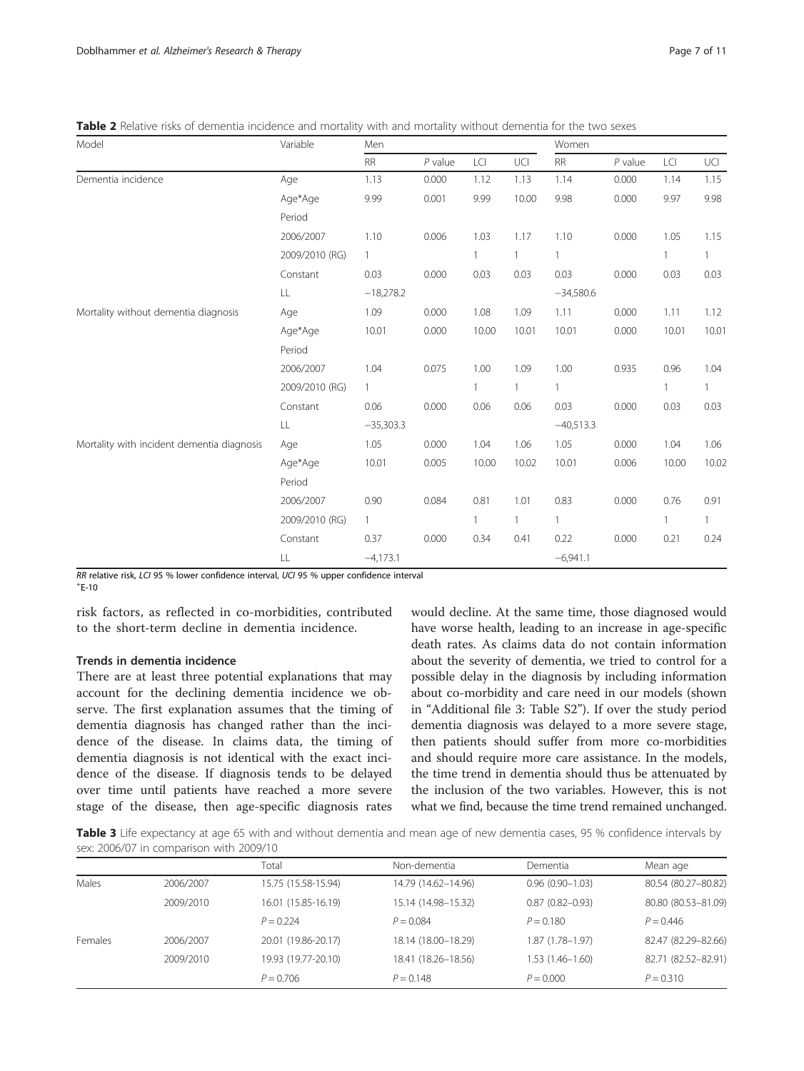**Table 2** Relative risks of dementia incidence and mortality with and mortality without dementia for the two sexes

| Model | Variable | Men | | | | Women | | | |
|---|---|---|---|---|---|---|---|---|---|
| | | RR | *P* value | LCI | UCI | RR | *P* value | LCI | UCI |
| Dementia incidence | Age | 1.13 | 0.000 | 1.12 | 1.13 | 1.14 | 0.000 | 1.14 | 1.15 |
| | Age*Age | 9.99 | 0.001 | 9.99 | 10.00 | 9.98 | 0.000 | 9.97 | 9.98 |
| | Period | | | | | | | | |
| | 2006/2007 | 1.10 | 0.006 | 1.03 | 1.17 | 1.10 | 0.000 | 1.05 | 1.15 |
| | 2009/2010 (RG) | 1 | | 1 | 1 | 1 | | 1 | 1 |
| | Constant | 0.03 | 0.000 | 0.03 | 0.03 | 0.03 | 0.000 | 0.03 | 0.03 |
| | LL | −18,278.2 | | | | −34,580.6 | | | |
| Mortality without dementia diagnosis | Age | 1.09 | 0.000 | 1.08 | 1.09 | 1.11 | 0.000 | 1.11 | 1.12 |
| | Age*Age | 10.01 | 0.000 | 10.00 | 10.01 | 10.01 | 0.000 | 10.01 | 10.01 |
| | Period | | | | | | | | |
| | 2006/2007 | 1.04 | 0.075 | 1.00 | 1.09 | 1.00 | 0.935 | 0.96 | 1.04 |
| | 2009/2010 (RG) | 1 | | 1 | 1 | 1 | | 1 | 1 |
| | Constant | 0.06 | 0.000 | 0.06 | 0.06 | 0.03 | 0.000 | 0.03 | 0.03 |
| | LL | −35,303.3 | | | | −40,513.3 | | | |
| Mortality with incident dementia diagnosis | Age | 1.05 | 0.000 | 1.04 | 1.06 | 1.05 | 0.000 | 1.04 | 1.06 |
| | Age*Age | 10.01 | 0.005 | 10.00 | 10.02 | 10.01 | 0.006 | 10.00 | 10.02 |
| | Period | | | | | | | | |
| | 2006/2007 | 0.90 | 0.084 | 0.81 | 1.01 | 0.83 | 0.000 | 0.76 | 0.91 |
| | 2009/2010 (RG) | 1 | | 1 | 1 | 1 | | 1 | 1 |
| | Constant | 0.37 | 0.000 | 0.34 | 0.41 | 0.22 | 0.000 | 0.21 | 0.24 |
| | LL | −4,173.1 | | | | −6,941.1 | | | |

*RR* relative risk, *LCI* 95 % lower confidence interval, *UCI* 95 % upper confidence interval
[+]E-10

risk factors, as reflected in co-morbidities, contributed to the short-term decline in dementia incidence.

### Trends in dementia incidence

There are at least three potential explanations that may account for the declining dementia incidence we observe. The first explanation assumes that the timing of dementia diagnosis has changed rather than the incidence of the disease. In claims data, the timing of dementia diagnosis is not identical with the exact incidence of the disease. If diagnosis tends to be delayed over time until patients have reached a more severe stage of the disease, then age-specific diagnosis rates would decline. At the same time, those diagnosed would have worse health, leading to an increase in age-specific death rates. As claims data do not contain information about the severity of dementia, we tried to control for a possible delay in the diagnosis by including information about co-morbidity and care need in our models (shown in "Additional file 3: Table S2"). If over the study period dementia diagnosis was delayed to a more severe stage, then patients should suffer from more co-morbidities and should require more care assistance. In the models, the time trend in dementia should thus be attenuated by the inclusion of the two variables. However, this is not what we find, because the time trend remained unchanged.

**Table 3** Life expectancy at age 65 with and without dementia and mean age of new dementia cases, 95 % confidence intervals by sex: 2006/07 in comparison with 2009/10

| | | Total | Non-dementia | Dementia | Mean age |
|---|---|---|---|---|---|
| Males | 2006/2007 | 15.75 (15.58-15.94) | 14.79 (14.62–14.96) | 0.96 (0.90–1.03) | 80.54 (80.27–80.82) |
| | 2009/2010 | 16.01 (15.85-16.19) | 15.14 (14.98–15.32) | 0.87 (0.82–0.93) | 80.80 (80.53–81.09) |
| | | $P = 0.224$ | $P = 0.084$ | $P = 0.180$ | $P = 0.446$ |
| Females | 2006/2007 | 20.01 (19.86-20.17) | 18.14 (18.00–18.29) | 1.87 (1.78–1.97) | 82.47 (82.29–82.66) |
| | 2009/2010 | 19.93 (19.77-20.10) | 18.41 (18.26–18.56) | 1.53 (1.46–1.60) | 82.71 (82.52–82.91) |
| | | $P = 0.706$ | $P = 0.148$ | $P = 0.000$ | $P = 0.310$ |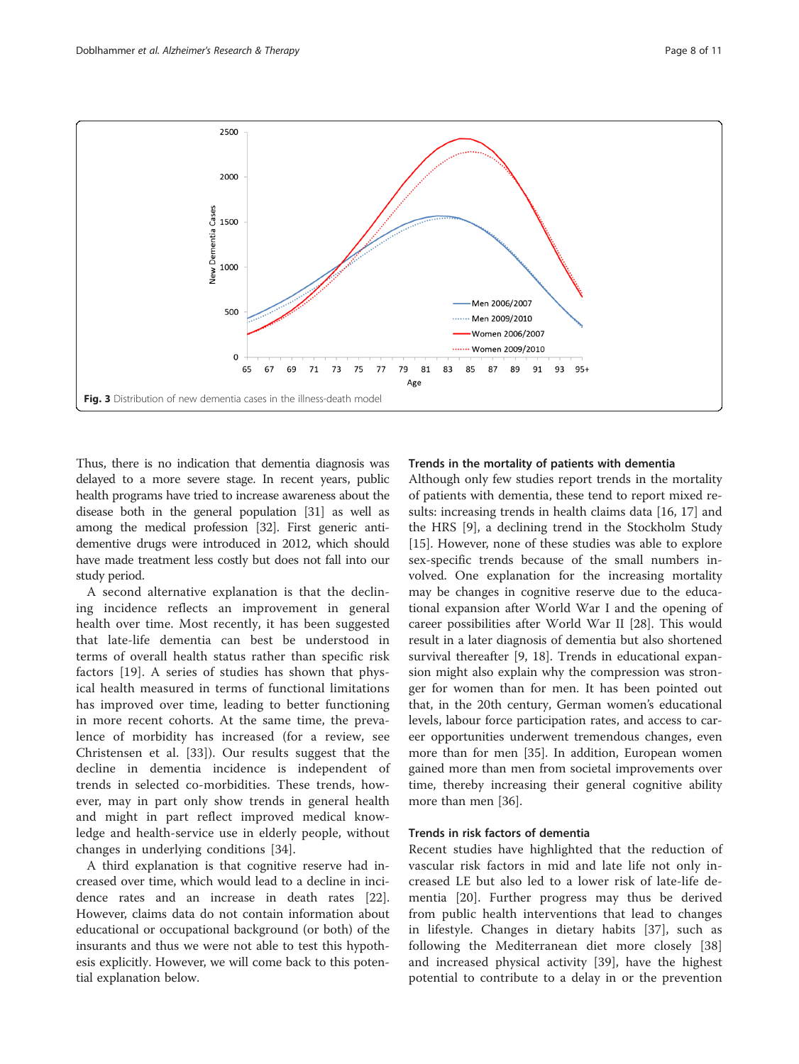Fig. 3 Distribution of new dementia cases in the illness-death model

Thus, there is no indication that dementia diagnosis was delayed to a more severe stage. In recent years, public health programs have tried to increase awareness about the disease both in the general population [31] as well as among the medical profession [32]. First generic anti-dementive drugs were introduced in 2012, which should have made treatment less costly but does not fall into our study period.

A second alternative explanation is that the declining incidence reflects an improvement in general health over time. Most recently, it has been suggested that late-life dementia can best be understood in terms of overall health status rather than specific risk factors [19]. A series of studies has shown that physical health measured in terms of functional limitations has improved over time, leading to better functioning in more recent cohorts. At the same time, the prevalence of morbidity has increased (for a review, see Christensen et al. [33]). Our results suggest that the decline in dementia incidence is independent of trends in selected co-morbidities. These trends, however, may in part only show trends in general health and might in part reflect improved medical knowledge and health-service use in elderly people, without changes in underlying conditions [34].

A third explanation is that cognitive reserve had increased over time, which would lead to a decline in incidence rates and an increase in death rates [22]. However, claims data do not contain information about educational or occupational background (or both) of the insurants and thus we were not able to test this hypothesis explicitly. However, we will come back to this potential explanation below.

### Trends in the mortality of patients with dementia

Although only few studies report trends in the mortality of patients with dementia, these tend to report mixed results: increasing trends in health claims data [16, 17] and the HRS [9], a declining trend in the Stockholm Study [15]. However, none of these studies was able to explore sex-specific trends because of the small numbers involved. One explanation for the increasing mortality may be changes in cognitive reserve due to the educational expansion after World War I and the opening of career possibilities after World War II [28]. This would result in a later diagnosis of dementia but also shortened survival thereafter [9, 18]. Trends in educational expansion might also explain why the compression was stronger for women than for men. It has been pointed out that, in the 20th century, German women's educational levels, labour force participation rates, and access to career opportunities underwent tremendous changes, even more than for men [35]. In addition, European women gained more than men from societal improvements over time, thereby increasing their general cognitive ability more than men [36].

### Trends in risk factors of dementia

Recent studies have highlighted that the reduction of vascular risk factors in mid and late life not only increased LE but also led to a lower risk of late-life dementia [20]. Further progress may thus be derived from public health interventions that lead to changes in lifestyle. Changes in dietary habits [37], such as following the Mediterranean diet more closely [38] and increased physical activity [39], have the highest potential to contribute to a delay in or the prevention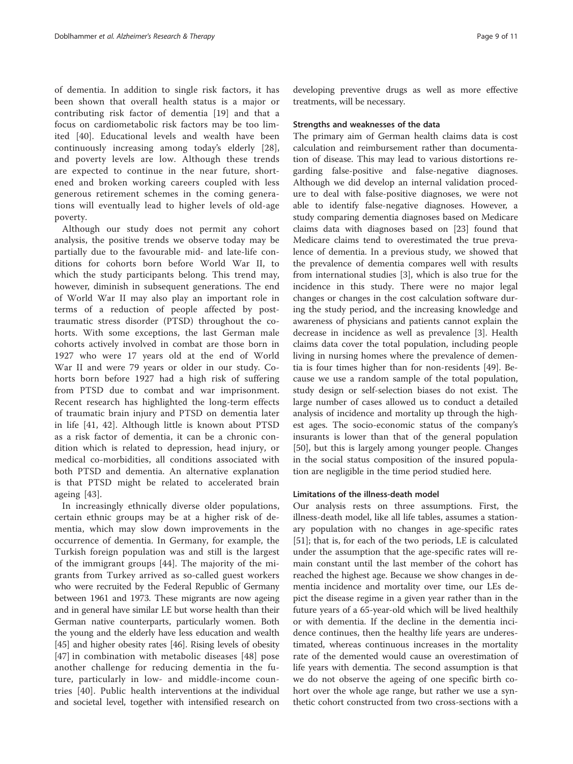of dementia. In addition to single risk factors, it has been shown that overall health status is a major or contributing risk factor of dementia [19] and that a focus on cardiometabolic risk factors may be too limited [40]. Educational levels and wealth have been continuously increasing among today's elderly [28], and poverty levels are low. Although these trends are expected to continue in the near future, shortened and broken working careers coupled with less generous retirement schemes in the coming generations will eventually lead to higher levels of old-age poverty.

Although our study does not permit any cohort analysis, the positive trends we observe today may be partially due to the favourable mid- and late-life conditions for cohorts born before World War II, to which the study participants belong. This trend may, however, diminish in subsequent generations. The end of World War II may also play an important role in terms of a reduction of people affected by posttraumatic stress disorder (PTSD) throughout the cohorts. With some exceptions, the last German male cohorts actively involved in combat are those born in 1927 who were 17 years old at the end of World War II and were 79 years or older in our study. Cohorts born before 1927 had a high risk of suffering from PTSD due to combat and war imprisonment. Recent research has highlighted the long-term effects of traumatic brain injury and PTSD on dementia later in life [41, 42]. Although little is known about PTSD as a risk factor of dementia, it can be a chronic condition which is related to depression, head injury, or medical co-morbidities, all conditions associated with both PTSD and dementia. An alternative explanation is that PTSD might be related to accelerated brain ageing [43].

In increasingly ethnically diverse older populations, certain ethnic groups may be at a higher risk of dementia, which may slow down improvements in the occurrence of dementia. In Germany, for example, the Turkish foreign population was and still is the largest of the immigrant groups [44]. The majority of the migrants from Turkey arrived as so-called guest workers who were recruited by the Federal Republic of Germany between 1961 and 1973. These migrants are now ageing and in general have similar LE but worse health than their German native counterparts, particularly women. Both the young and the elderly have less education and wealth [45] and higher obesity rates [46]. Rising levels of obesity [47] in combination with metabolic diseases [48] pose another challenge for reducing dementia in the future, particularly in low- and middle-income countries [40]. Public health interventions at the individual and societal level, together with intensified research on developing preventive drugs as well as more effective treatments, will be necessary.

#### Strengths and weaknesses of the data

The primary aim of German health claims data is cost calculation and reimbursement rather than documentation of disease. This may lead to various distortions regarding false-positive and false-negative diagnoses. Although we did develop an internal validation procedure to deal with false-positive diagnoses, we were not able to identify false-negative diagnoses. However, a study comparing dementia diagnoses based on Medicare claims data with diagnoses based on [23] found that Medicare claims tend to overestimated the true prevalence of dementia. In a previous study, we showed that the prevalence of dementia compares well with results from international studies [3], which is also true for the incidence in this study. There were no major legal changes or changes in the cost calculation software during the study period, and the increasing knowledge and awareness of physicians and patients cannot explain the decrease in incidence as well as prevalence [3]. Health claims data cover the total population, including people living in nursing homes where the prevalence of dementia is four times higher than for non-residents [49]. Because we use a random sample of the total population, study design or self-selection biases do not exist. The large number of cases allowed us to conduct a detailed analysis of incidence and mortality up through the highest ages. The socio-economic status of the company's insurants is lower than that of the general population [50], but this is largely among younger people. Changes in the social status composition of the insured population are negligible in the time period studied here.

#### Limitations of the illness-death model

Our analysis rests on three assumptions. First, the illness-death model, like all life tables, assumes a stationary population with no changes in age-specific rates [51]; that is, for each of the two periods, LE is calculated under the assumption that the age-specific rates will remain constant until the last member of the cohort has reached the highest age. Because we show changes in dementia incidence and mortality over time, our LEs depict the disease regime in a given year rather than in the future years of a 65-year-old which will be lived healthily or with dementia. If the decline in the dementia incidence continues, then the healthy life years are underestimated, whereas continuous increases in the mortality rate of the demented would cause an overestimation of life years with dementia. The second assumption is that we do not observe the ageing of one specific birth cohort over the whole age range, but rather we use a synthetic cohort constructed from two cross-sections with a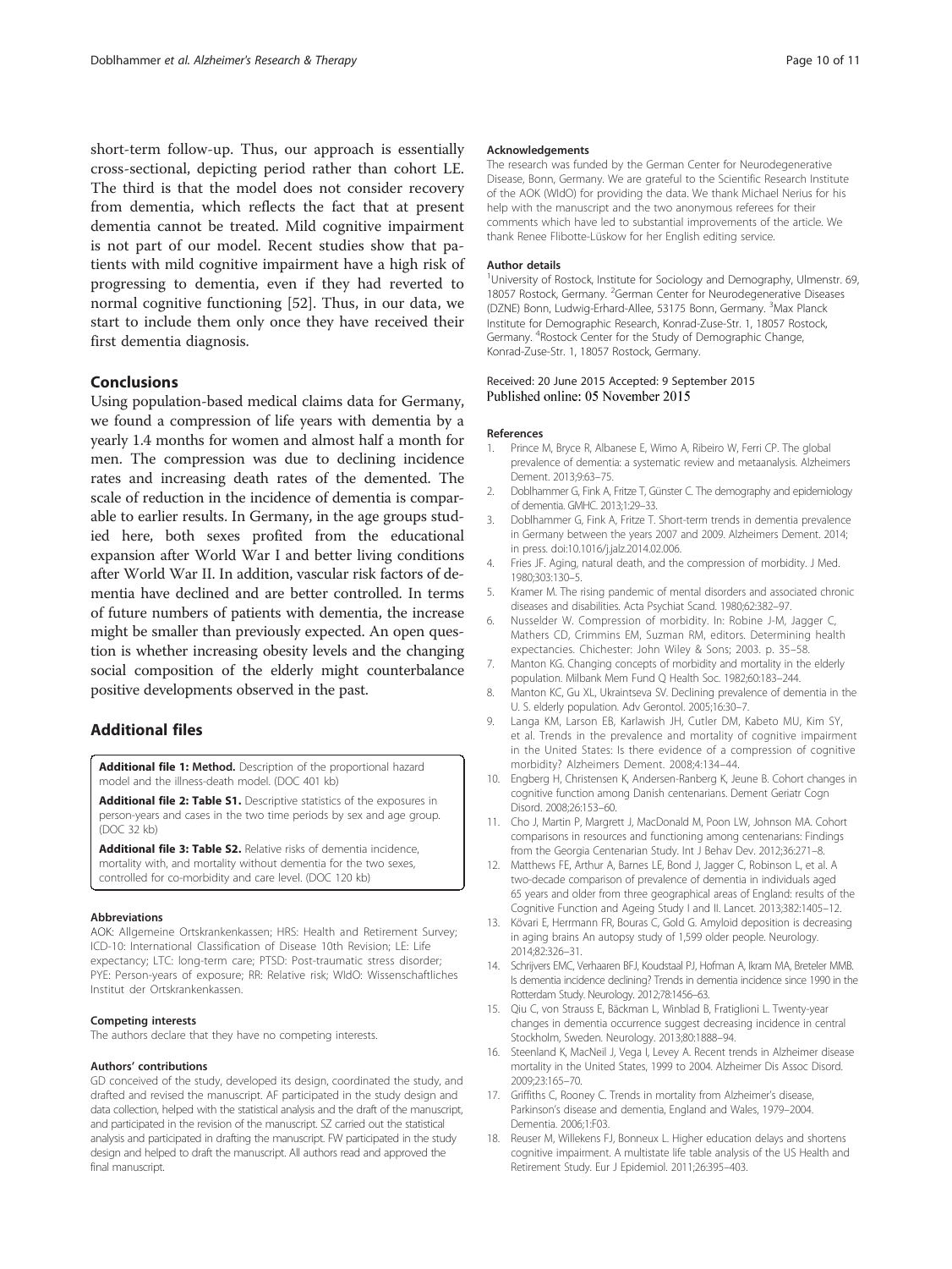short-term follow-up. Thus, our approach is essentially cross-sectional, depicting period rather than cohort LE. The third is that the model does not consider recovery from dementia, which reflects the fact that at present dementia cannot be treated. Mild cognitive impairment is not part of our model. Recent studies show that patients with mild cognitive impairment have a high risk of progressing to dementia, even if they had reverted to normal cognitive functioning [52]. Thus, in our data, we start to include them only once they have received their first dementia diagnosis.

## Conclusions

Using population-based medical claims data for Germany, we found a compression of life years with dementia by a yearly 1.4 months for women and almost half a month for men. The compression was due to declining incidence rates and increasing death rates of the demented. The scale of reduction in the incidence of dementia is comparable to earlier results. In Germany, in the age groups studied here, both sexes profited from the educational expansion after World War I and better living conditions after World War II. In addition, vascular risk factors of dementia have declined and are better controlled. In terms of future numbers of patients with dementia, the increase might be smaller than previously expected. An open question is whether increasing obesity levels and the changing social composition of the elderly might counterbalance positive developments observed in the past.

## Additional files

**Additional file 1: Method.** Description of the proportional hazard model and the illness-death model. (DOC 401 kb)

**Additional file 2: Table S1.** Descriptive statistics of the exposures in person-years and cases in the two time periods by sex and age group. (DOC 32 kb)

**Additional file 3: Table S2.** Relative risks of dementia incidence, mortality with, and mortality without dementia for the two sexes, controlled for co-morbidity and care level. (DOC 120 kb)

#### Abbreviations

AOK: Allgemeine Ortskrankenkassen; HRS: Health and Retirement Survey; ICD-10: International Classification of Disease 10th Revision; LE: Life expectancy; LTC: long-term care; PTSD: Post-traumatic stress disorder; PYE: Person-years of exposure; RR: Relative risk; WIdO: Wissenschaftliches Institut der Ortskrankenkassen.

#### Competing interests

The authors declare that they have no competing interests.

#### Authors' contributions

GD conceived of the study, developed its design, coordinated the study, and drafted and revised the manuscript. AF participated in the study design and data collection, helped with the statistical analysis and the draft of the manuscript, and participated in the revision of the manuscript. SZ carried out the statistical analysis and participated in drafting the manuscript. FW participated in the study design and helped to draft the manuscript. All authors read and approved the final manuscript.

#### Acknowledgements

The research was funded by the German Center for Neurodegenerative Disease, Bonn, Germany. We are grateful to the Scientific Research Institute of the AOK (WIdO) for providing the data. We thank Michael Nerius for his help with the manuscript and the two anonymous referees for their comments which have led to substantial improvements of the article. We thank Renee Flibotte-Lüskow for her English editing service.

#### Author details

[1]University of Rostock, Institute for Sociology and Demography, Ulmenstr. 69, 18057 Rostock, Germany. [2]German Center for Neurodegenerative Diseases (DZNE) Bonn, Ludwig-Erhard-Allee, 53175 Bonn, Germany. [3]Max Planck Institute for Demographic Research, Konrad-Zuse-Str. 1, 18057 Rostock, Germany. [4]Rostock Center for the Study of Demographic Change, Konrad-Zuse-Str. 1, 18057 Rostock, Germany.

Received: 20 June 2015 Accepted: 9 September 2015
Published online: 05 November 2015

#### References

1. Prince M, Bryce R, Albanese E, Wimo A, Ribeiro W, Ferri CP. The global prevalence of dementia: a systematic review and metaanalysis. Alzheimers Dement. 2013;9:63–75.
2. Doblhammer G, Fink A, Fritze T, Günster C. The demography and epidemiology of dementia. GMHC. 2013;1:29–33.
3. Doblhammer G, Fink A, Fritze T. Short-term trends in dementia prevalence in Germany between the years 2007 and 2009. Alzheimers Dement. 2014; in press. doi:10.1016/j.jalz.2014.02.006.
4. Fries JF. Aging, natural death, and the compression of morbidity. J Med. 1980;303:130–5.
5. Kramer M. The rising pandemic of mental disorders and associated chronic diseases and disabilities. Acta Psychiat Scand. 1980;62:382–97.
6. Nusselder W. Compression of morbidity. In: Robine J-M, Jagger C, Mathers CD, Crimmins EM, Suzman RM, editors. Determining health expectancies. Chichester: John Wiley & Sons; 2003. p. 35–58.
7. Manton KG. Changing concepts of morbidity and mortality in the elderly population. Milbank Mem Fund Q Health Soc. 1982;60:183–244.
8. Manton KC, Gu XL, Ukraintseva SV. Declining prevalence of dementia in the U. S. elderly population. Adv Gerontol. 2005;16:30–7.
9. Langa KM, Larson EB, Karlawish JH, Cutler DM, Kabeto MU, Kim SY, et al. Trends in the prevalence and mortality of cognitive impairment in the United States: Is there evidence of a compression of cognitive morbidity? Alzheimers Dement. 2008;4:134–44.
10. Engberg H, Christensen K, Andersen-Ranberg K, Jeune B. Cohort changes in cognitive function among Danish centenarians. Dement Geriatr Cogn Disord. 2008;26:153–60.
11. Cho J, Martin P, Margrett J, MacDonald M, Poon LW, Johnson MA. Cohort comparisons in resources and functioning among centenarians: Findings from the Georgia Centenarian Study. Int J Behav Dev. 2012;36:271–8.
12. Matthews FE, Arthur A, Barnes LE, Bond J, Jagger C, Robinson L, et al. A two-decade comparison of prevalence of dementia in individuals aged 65 years and older from three geographical areas of England: results of the Cognitive Function and Ageing Study I and II. Lancet. 2013;382:1405–12.
13. Kövari E, Herrmann FR, Bouras C, Gold G. Amyloid deposition is decreasing in aging brains An autopsy study of 1,599 older people. Neurology. 2014;82:326–31.
14. Schrijvers EMC, Verhaaren BFJ, Koudstaal PJ, Hofman A, Ikram MA, Breteler MMB. Is dementia incidence declining? Trends in dementia incidence since 1990 in the Rotterdam Study. Neurology. 2012;78:1456–63.
15. Qiu C, von Strauss E, Bäckman L, Winblad B, Fratiglioni L. Twenty-year changes in dementia occurrence suggest decreasing incidence in central Stockholm, Sweden. Neurology. 2013;80:1888–94.
16. Steenland K, MacNeil J, Vega I, Levey A. Recent trends in Alzheimer disease mortality in the United States, 1999 to 2004. Alzheimer Dis Assoc Disord. 2009;23:165–70.
17. Griffiths C, Rooney C. Trends in mortality from Alzheimer's disease, Parkinson's disease and dementia, England and Wales, 1979–2004. Dementia. 2006;1:F03.
18. Reuser M, Willekens FJ, Bonneux L. Higher education delays and shortens cognitive impairment. A multistate life table analysis of the US Health and Retirement Study. Eur J Epidemiol. 2011;26:395–403.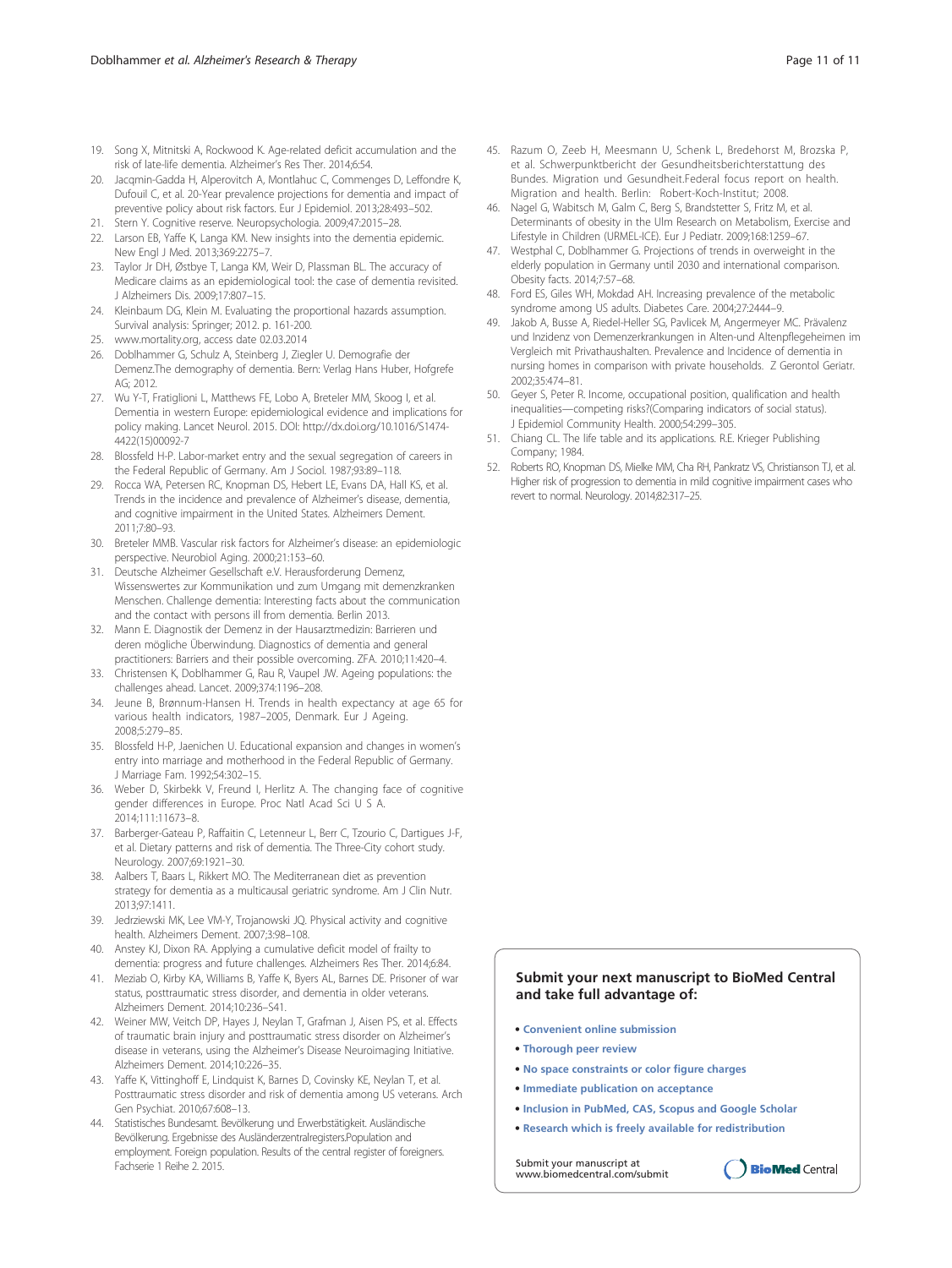19. Song X, Mitnitski A, Rockwood K. Age-related deficit accumulation and the risk of late-life dementia. Alzheimer's Res Ther. 2014;6:54.
20. Jacqmin-Gadda H, Alperovitch A, Montlahuc C, Commenges D, Leffondre K, Dufouil C, et al. 20-Year prevalence projections for dementia and impact of preventive policy about risk factors. Eur J Epidemiol. 2013;28:493–502.
21. Stern Y. Cognitive reserve. Neuropsychologia. 2009;47:2015–28.
22. Larson EB, Yaffe K, Langa KM. New insights into the dementia epidemic. New Engl J Med. 2013;369:2275–7.
23. Taylor Jr DH, Østbye T, Langa KM, Weir D, Plassman BL. The accuracy of Medicare claims as an epidemiological tool: the case of dementia revisited. J Alzheimers Dis. 2009;17:807–15.
24. Kleinbaum DG, Klein M. Evaluating the proportional hazards assumption. Survival analysis: Springer; 2012. p. 161-200.
25. www.mortality.org, access date 02.03.2014
26. Doblhammer G, Schulz A, Steinberg J, Ziegler U. Demografie der Demenz.The demography of dementia. Bern: Verlag Hans Huber, Hofgrefe AG; 2012.
27. Wu Y-T, Fratiglioni L, Matthews FE, Lobo A, Breteler MM, Skoog I, et al. Dementia in western Europe: epidemiological evidence and implications for policy making. Lancet Neurol. 2015. DOI: http://dx.doi.org/10.1016/S1474-4422(15)00092-7
28. Blossfeld H-P. Labor-market entry and the sexual segregation of careers in the Federal Republic of Germany. Am J Sociol. 1987;93:89–118.
29. Rocca WA, Petersen RC, Knopman DS, Hebert LE, Evans DA, Hall KS, et al. Trends in the incidence and prevalence of Alzheimer's disease, dementia, and cognitive impairment in the United States. Alzheimers Dement. 2011;7:80–93.
30. Breteler MMB. Vascular risk factors for Alzheimer's disease: an epidemiologic perspective. Neurobiol Aging. 2000;21:153–60.
31. Deutsche Alzheimer Gesellschaft e.V. Herausforderung Demenz, Wissenswertes zur Kommunikation und zum Umgang mit demenzkranken Menschen. Challenge dementia: Interesting facts about the communication and the contact with persons ill from dementia. Berlin 2013.
32. Mann E. Diagnostik der Demenz in der Hausarztmedizin: Barrieren und deren mögliche Überwindung. Diagnostics of dementia and general practitioners: Barriers and their possible overcoming. ZFA. 2010;11:420–4.
33. Christensen K, Doblhammer G, Rau R, Vaupel JW. Ageing populations: the challenges ahead. Lancet. 2009;374:1196–208.
34. Jeune B, Brønnum-Hansen H. Trends in health expectancy at age 65 for various health indicators, 1987–2005, Denmark. Eur J Ageing. 2008;5:279–85.
35. Blossfeld H-P, Jaenichen U. Educational expansion and changes in women's entry into marriage and motherhood in the Federal Republic of Germany. J Marriage Fam. 1992;54:302–15.
36. Weber D, Skirbekk V, Freund I, Herlitz A. The changing face of cognitive gender differences in Europe. Proc Natl Acad Sci U S A. 2014;111:11673–8.
37. Barberger-Gateau P, Raffaitin C, Letenneur L, Berr C, Tzourio C, Dartigues J-F, et al. Dietary patterns and risk of dementia. The Three-City cohort study. Neurology. 2007;69:1921–30.
38. Aalbers T, Baars L, Rikkert MO. The Mediterranean diet as prevention strategy for dementia as a multicausal geriatric syndrome. Am J Clin Nutr. 2013;97:1411.
39. Jedrziewski MK, Lee VM-Y, Trojanowski JQ. Physical activity and cognitive health. Alzheimers Dement. 2007;3:98–108.
40. Anstey KJ, Dixon RA. Applying a cumulative deficit model of frailty to dementia: progress and future challenges. Alzheimers Res Ther. 2014;6:84.
41. Meziab O, Kirby KA, Williams B, Yaffe K, Byers AL, Barnes DE. Prisoner of war status, posttraumatic stress disorder, and dementia in older veterans. Alzheimers Dement. 2014;10:236–S41.
42. Weiner MW, Veitch DP, Hayes J, Neylan T, Grafman J, Aisen PS, et al. Effects of traumatic brain injury and posttraumatic stress disorder on Alzheimer's disease in veterans, using the Alzheimer's Disease Neuroimaging Initiative. Alzheimers Dement. 2014;10:226–35.
43. Yaffe K, Vittinghoff E, Lindquist K, Barnes D, Covinsky KE, Neylan T, et al. Posttraumatic stress disorder and risk of dementia among US veterans. Arch Gen Psychiat. 2010;67:608–13.
44. Statistisches Bundesamt. Bevölkerung und Erwerbstätigkeit. Ausländische Bevölkerung. Ergebnisse des Ausländerzentralregisters.Population and employment. Foreign population. Results of the central register of foreigners. Fachserie 1 Reihe 2. 2015.
45. Razum O, Zeeb H, Meesmann U, Schenk L, Bredehorst M, Brzoska P, et al. Schwerpunktbericht der Gesundheitsberichterstattung des Bundes. Migration und Gesundheit.Federal focus report on health. Migration and health. Berlin: Robert-Koch-Institut; 2008.
46. Nagel G, Wabitsch M, Galm C, Berg S, Brandstetter S, Fritz M, et al. Determinants of obesity in the Ulm Research on Metabolism, Exercise and Lifestyle in Children (URMEL-ICE). Eur J Pediatr. 2009;168:1259–67.
47. Westphal C, Doblhammer G. Projections of trends in overweight in the elderly population in Germany until 2030 and international comparison. Obesity facts. 2014;7:57–68.
48. Ford ES, Giles WH, Mokdad AH. Increasing prevalence of the metabolic syndrome among US adults. Diabetes Care. 2004;27:2444–9.
49. Jakob A, Busse A, Riedel-Heller SG, Pavlicek M, Angermeyer MC. Prävalenz und Inzidenz von Demenzerkrankungen in Alten-und Altenpflegeheimen im Vergleich mit Privathaushalten. Prevalence and Incidence of dementia in nursing homes in comparison with private households. Z Gerontol Geriatr. 2002;35:474–81.
50. Geyer S, Peter R. Income, occupational position, qualification and health inequalities—competing risks?(Comparing indicators of social status). J Epidemiol Community Health. 2000;54:299–305.
51. Chiang CL. The life table and its applications. R.E. Krieger Publishing Company; 1984.
52. Roberts RO, Knopman DS, Mielke MM, Cha RH, Pankratz VS, Christianson TJ, et al. Higher risk of progression to dementia in mild cognitive impairment cases who revert to normal. Neurology. 2014;82:317–25.

**Submit your next manuscript to BioMed Central and take full advantage of:**

- **Convenient online submission**
- **Thorough peer review**
- **No space constraints or color figure charges**
- **Immediate publication on acceptance**
- **Inclusion in PubMed, CAS, Scopus and Google Scholar**
- **Research which is freely available for redistribution**

Submit your manuscript at
www.biomedcentral.com/submit

BioMed Central